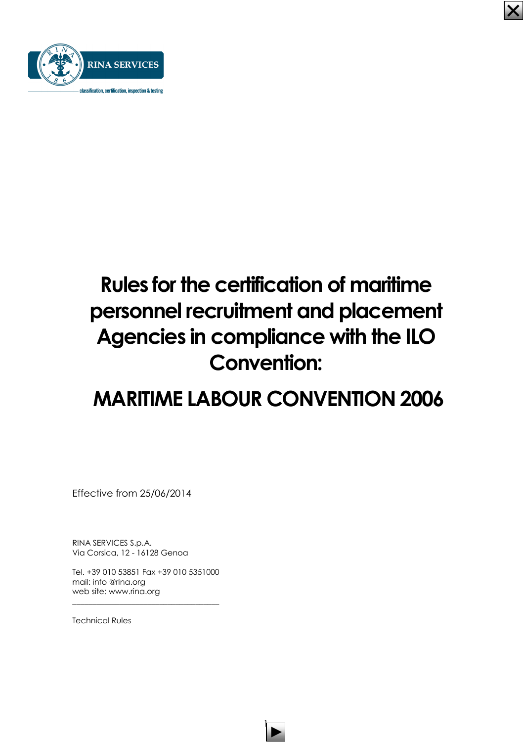RINA SERVICES

classification, certification, inspection & testing

# Rules for the certification of maritime personnel recruitment and placement Agencies in compliance with the ILO Convention:

# MARITIME LABOUR CONVENTION 2006

Effective from 25/06/2014

RINA SERVICES S.p.A.
Via Corsica, 12 - 16128 Genoa

Tel. +39 010 53851 Fax +39 010 5351000
mail: info @rina.org
web site: www.rina.org

Technical Rules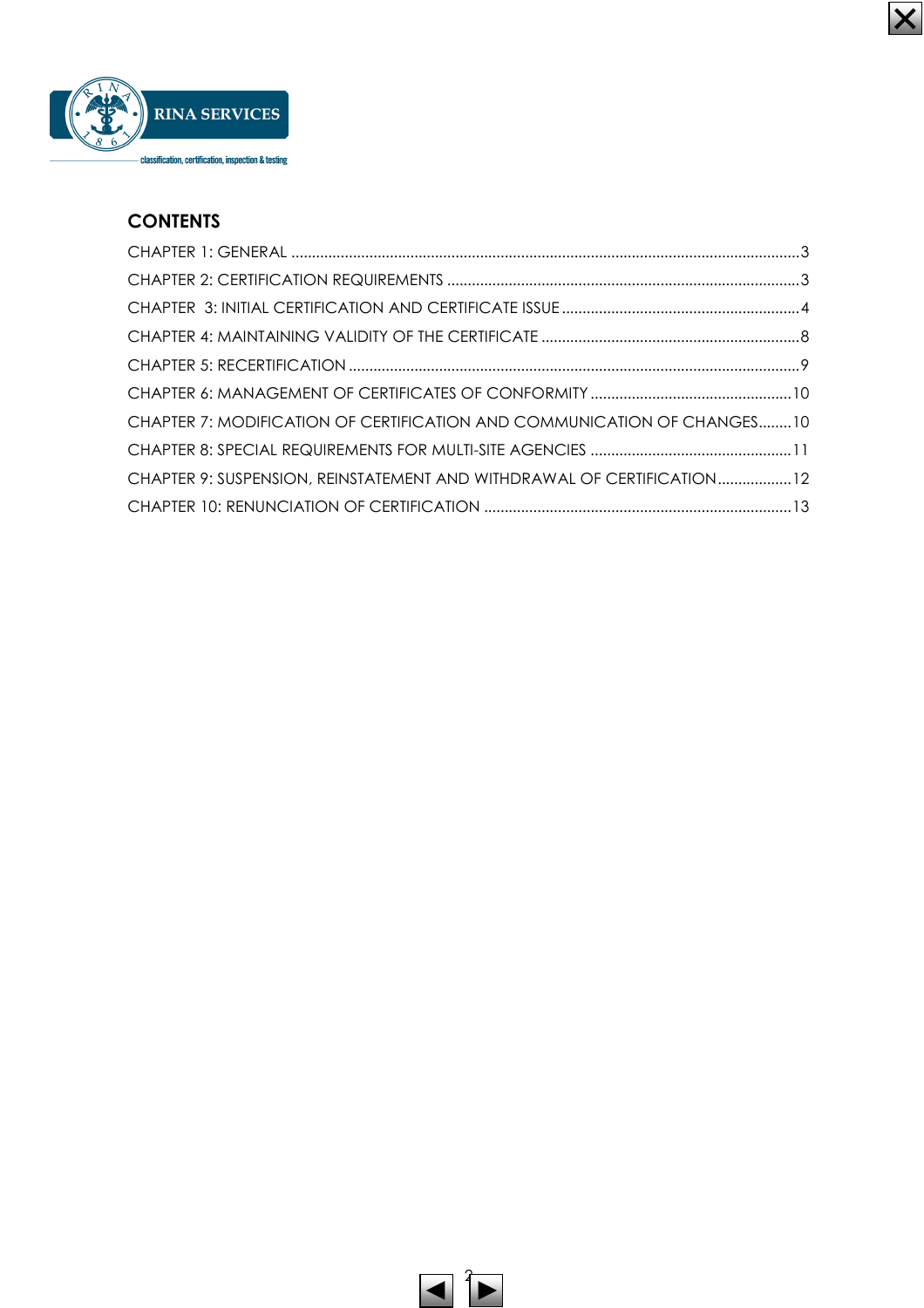## CONTENTS

CHAPTER 1: GENERAL ........................................................................................................................3

CHAPTER 2: CERTIFICATION REQUIREMENTS ....................................................................................3

CHAPTER 3: INITIAL CERTIFICATION AND CERTIFICATE ISSUE .........................................................4

CHAPTER 4: MAINTAINING VALIDITY OF THE CERTIFICATE ..............................................................8

CHAPTER 5: RECERTIFICATION ...........................................................................................................9

CHAPTER 6: MANAGEMENT OF CERTIFICATES OF CONFORMITY ................................................10

CHAPTER 7: MODIFICATION OF CERTIFICATION AND COMMUNICATION OF CHANGES........10

CHAPTER 8: SPECIAL REQUIREMENTS FOR MULTI-SITE AGENCIES ................................................11

CHAPTER 9: SUSPENSION, REINSTATEMENT AND WITHDRAWAL OF CERTIFICATION..................12

CHAPTER 10: RENUNCIATION OF CERTIFICATION ..........................................................................13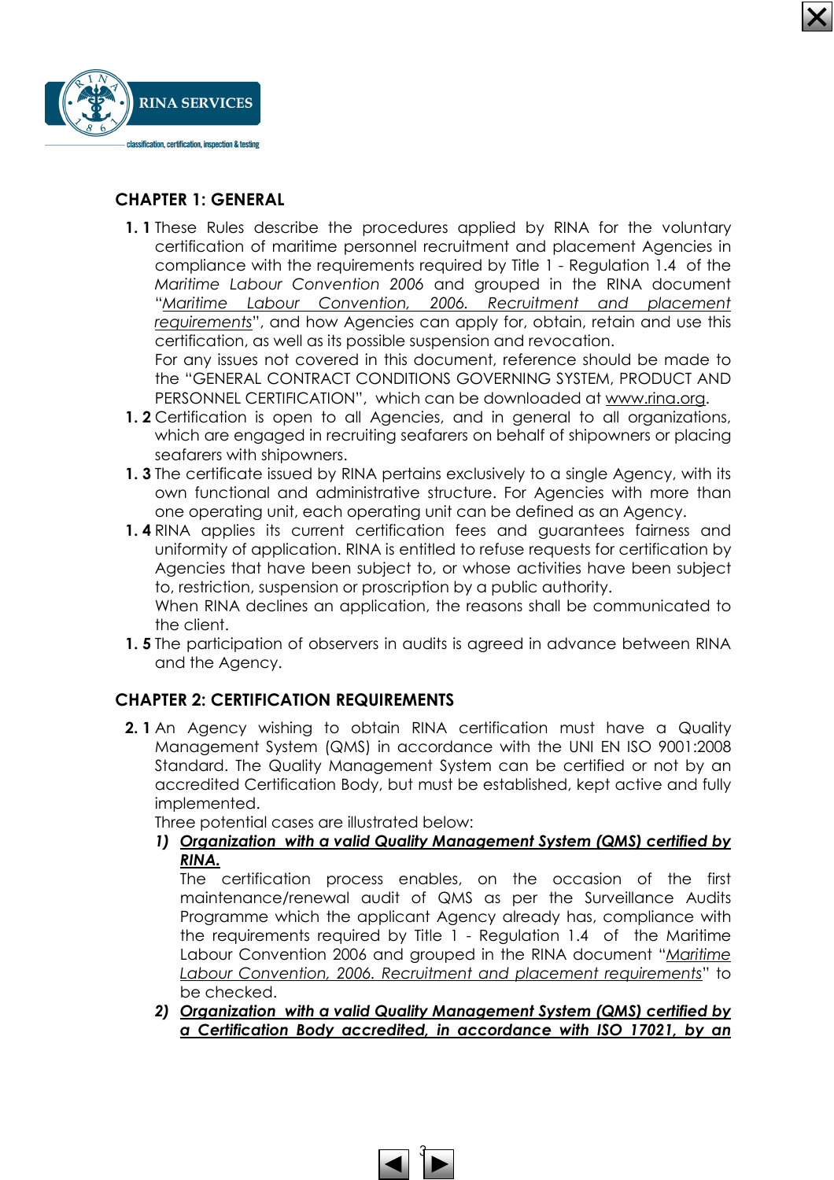## CHAPTER 1: GENERAL

**1. 1** These Rules describe the procedures applied by RINA for the voluntary certification of maritime personnel recruitment and placement Agencies in compliance with the requirements required by Title 1 - Regulation 1.4 of the *Maritime Labour Convention 2006* and grouped in the RINA document "*Maritime Labour Convention, 2006. Recruitment and placement requirements*", and how Agencies can apply for, obtain, retain and use this certification, as well as its possible suspension and revocation.
For any issues not covered in this document, reference should be made to the "GENERAL CONTRACT CONDITIONS GOVERNING SYSTEM, PRODUCT AND PERSONNEL CERTIFICATION", which can be downloaded at www.rina.org.

**1. 2** Certification is open to all Agencies, and in general to all organizations, which are engaged in recruiting seafarers on behalf of shipowners or placing seafarers with shipowners.

**1. 3** The certificate issued by RINA pertains exclusively to a single Agency, with its own functional and administrative structure. For Agencies with more than one operating unit, each operating unit can be defined as an Agency.

**1. 4** RINA applies its current certification fees and guarantees fairness and uniformity of application. RINA is entitled to refuse requests for certification by Agencies that have been subject to, or whose activities have been subject to, restriction, suspension or proscription by a public authority.
When RINA declines an application, the reasons shall be communicated to the client.

**1. 5** The participation of observers in audits is agreed in advance between RINA and the Agency.

## CHAPTER 2: CERTIFICATION REQUIREMENTS

**2. 1** An Agency wishing to obtain RINA certification must have a Quality Management System (QMS) in accordance with the UNI EN ISO 9001:2008 Standard. The Quality Management System can be certified or not by an accredited Certification Body, but must be established, kept active and fully implemented.
Three potential cases are illustrated below:

1) ***Organization with a valid Quality Management System (QMS) certified by RINA.***
The certification process enables, on the occasion of the first maintenance/renewal audit of QMS as per the Surveillance Audits Programme which the applicant Agency already has, compliance with the requirements required by Title 1 - Regulation 1.4 of the Maritime Labour Convention 2006 and grouped in the RINA document "*Maritime Labour Convention, 2006. Recruitment and placement requirements*" to be checked.

2) ***Organization with a valid Quality Management System (QMS) certified by a Certification Body accredited, in accordance with ISO 17021, by an***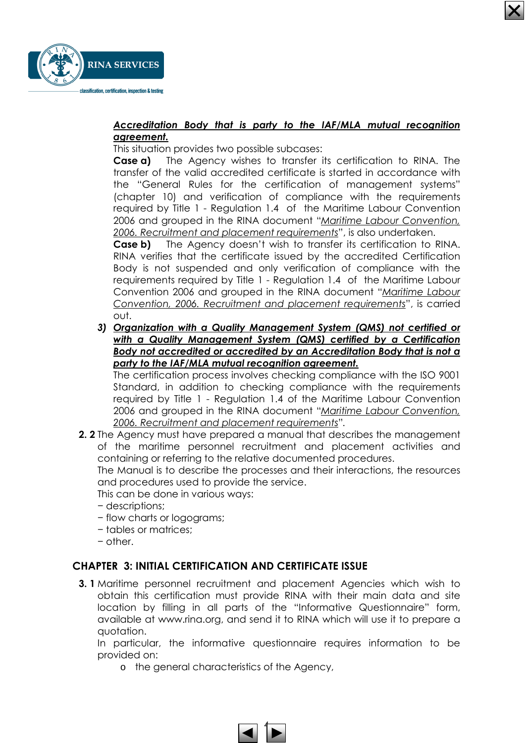***Accreditation Body that is party to the IAF/MLA mutual recognition agreement.***

This situation provides two possible subcases:

**Case a)** The Agency wishes to transfer its certification to RINA. The transfer of the valid accredited certificate is started in accordance with the "General Rules for the certification of management systems" (chapter 10) and verification of compliance with the requirements required by Title 1 - Regulation 1.4 of the Maritime Labour Convention 2006 and grouped in the RINA document "*Maritime Labour Convention, 2006. Recruitment and placement requirements*", is also undertaken.

**Case b)** The Agency doesn't wish to transfer its certification to RINA. RINA verifies that the certificate issued by the accredited Certification Body is not suspended and only verification of compliance with the requirements required by Title 1 - Regulation 1.4 of the Maritime Labour Convention 2006 and grouped in the RINA document "*Maritime Labour Convention, 2006. Recruitment and placement requirements*", is carried out.

3) ***Organization with a Quality Management System (QMS) not certified or with a Quality Management System (QMS) certified by a Certification Body not accredited or accredited by an Accreditation Body that is not a party to the IAF/MLA mutual recognition agreement.***

The certification process involves checking compliance with the ISO 9001 Standard, in addition to checking compliance with the requirements required by Title 1 - Regulation 1.4 of the Maritime Labour Convention 2006 and grouped in the RINA document "*Maritime Labour Convention, 2006. Recruitment and placement requirements*".

**2. 2** The Agency must have prepared a manual that describes the management of the maritime personnel recruitment and placement activities and containing or referring to the relative documented procedures.

The Manual is to describe the processes and their interactions, the resources and procedures used to provide the service.

This can be done in various ways:

- descriptions;
- flow charts or logograms;
- tables or matrices;
- other.

## CHAPTER 3: INITIAL CERTIFICATION AND CERTIFICATE ISSUE

**3. 1** Maritime personnel recruitment and placement Agencies which wish to obtain this certification must provide RINA with their main data and site location by filling in all parts of the "Informative Questionnaire" form, available at www.rina.org, and send it to RINA which will use it to prepare a quotation.

In particular, the informative questionnaire requires information to be provided on:

- the general characteristics of the Agency,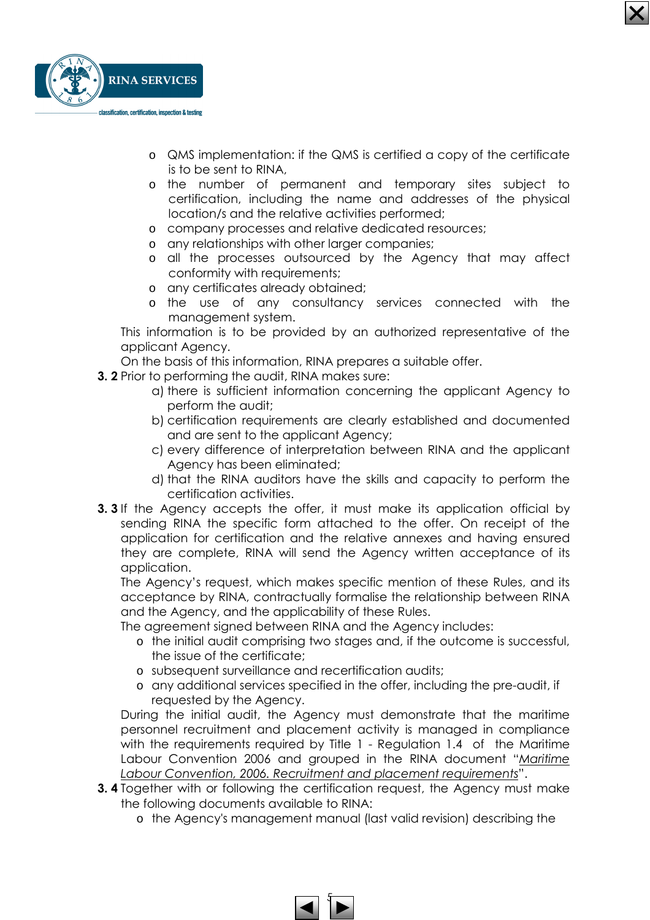- QMS implementation: if the QMS is certified a copy of the certificate is to be sent to RINA,
- the number of permanent and temporary sites subject to certification, including the name and addresses of the physical location/s and the relative activities performed;
- company processes and relative dedicated resources;
- any relationships with other larger companies;
- all the processes outsourced by the Agency that may affect conformity with requirements;
- any certificates already obtained;
- the use of any consultancy services connected with the management system.

This information is to be provided by an authorized representative of the applicant Agency.

On the basis of this information, RINA prepares a suitable offer.

**3. 2** Prior to performing the audit, RINA makes sure:

a) there is sufficient information concerning the applicant Agency to perform the audit;

b) certification requirements are clearly established and documented and are sent to the applicant Agency;

c) every difference of interpretation between RINA and the applicant Agency has been eliminated;

d) that the RINA auditors have the skills and capacity to perform the certification activities.

**3. 3** If the Agency accepts the offer, it must make its application official by sending RINA the specific form attached to the offer. On receipt of the application for certification and the relative annexes and having ensured they are complete, RINA will send the Agency written acceptance of its application.

The Agency's request, which makes specific mention of these Rules, and its acceptance by RINA, contractually formalise the relationship between RINA and the Agency, and the applicability of these Rules.

The agreement signed between RINA and the Agency includes:

- the initial audit comprising two stages and, if the outcome is successful, the issue of the certificate;
- subsequent surveillance and recertification audits;
- any additional services specified in the offer, including the pre-audit, if requested by the Agency.

During the initial audit, the Agency must demonstrate that the maritime personnel recruitment and placement activity is managed in compliance with the requirements required by Title 1 - Regulation 1.4 of the Maritime Labour Convention 2006 and grouped in the RINA document "*Maritime Labour Convention, 2006. Recruitment and placement requirements*".

**3. 4** Together with or following the certification request, the Agency must make the following documents available to RINA:

- the Agency's management manual (last valid revision) describing the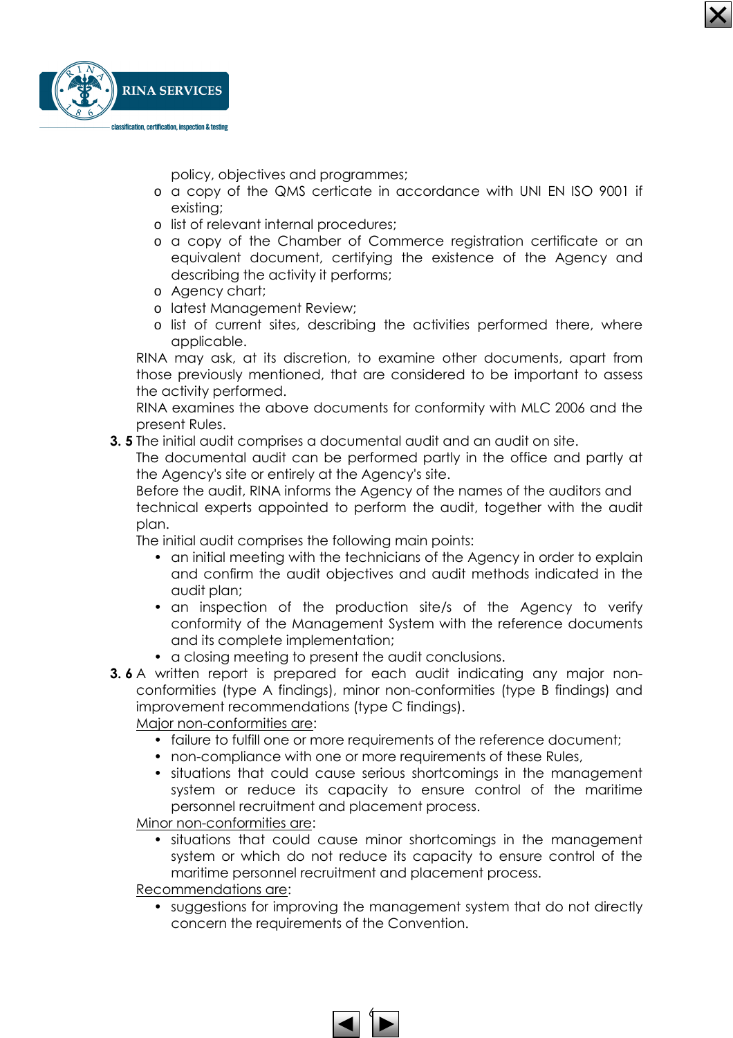policy, objectives and programmes;
  - a copy of the QMS certicate in accordance with UNI EN ISO 9001 if existing;
  - list of relevant internal procedures;
  - a copy of the Chamber of Commerce registration certificate or an equivalent document, certifying the existence of the Agency and describing the activity it performs;
  - Agency chart;
  - latest Management Review;
  - list of current sites, describing the activities performed there, where applicable.

RINA may ask, at its discretion, to examine other documents, apart from those previously mentioned, that are considered to be important to assess the activity performed.

RINA examines the above documents for conformity with MLC 2006 and the present Rules.

**3. 5** The initial audit comprises a documental audit and an audit on site.

The documental audit can be performed partly in the office and partly at the Agency's site or entirely at the Agency's site.

Before the audit, RINA informs the Agency of the names of the auditors and technical experts appointed to perform the audit, together with the audit plan.

The initial audit comprises the following main points:

- an initial meeting with the technicians of the Agency in order to explain and confirm the audit objectives and audit methods indicated in the audit plan;
- an inspection of the production site/s of the Agency to verify conformity of the Management System with the reference documents and its complete implementation;
- a closing meeting to present the audit conclusions.

**3. 6** A written report is prepared for each audit indicating any major non-conformities (type A findings), minor non-conformities (type B findings) and improvement recommendations (type C findings).

Major non-conformities are:

- failure to fulfill one or more requirements of the reference document;
- non-compliance with one or more requirements of these Rules,
- situations that could cause serious shortcomings in the management system or reduce its capacity to ensure control of the maritime personnel recruitment and placement process.

Minor non-conformities are:

- situations that could cause minor shortcomings in the management system or which do not reduce its capacity to ensure control of the maritime personnel recruitment and placement process.

Recommendations are:

- suggestions for improving the management system that do not directly concern the requirements of the Convention.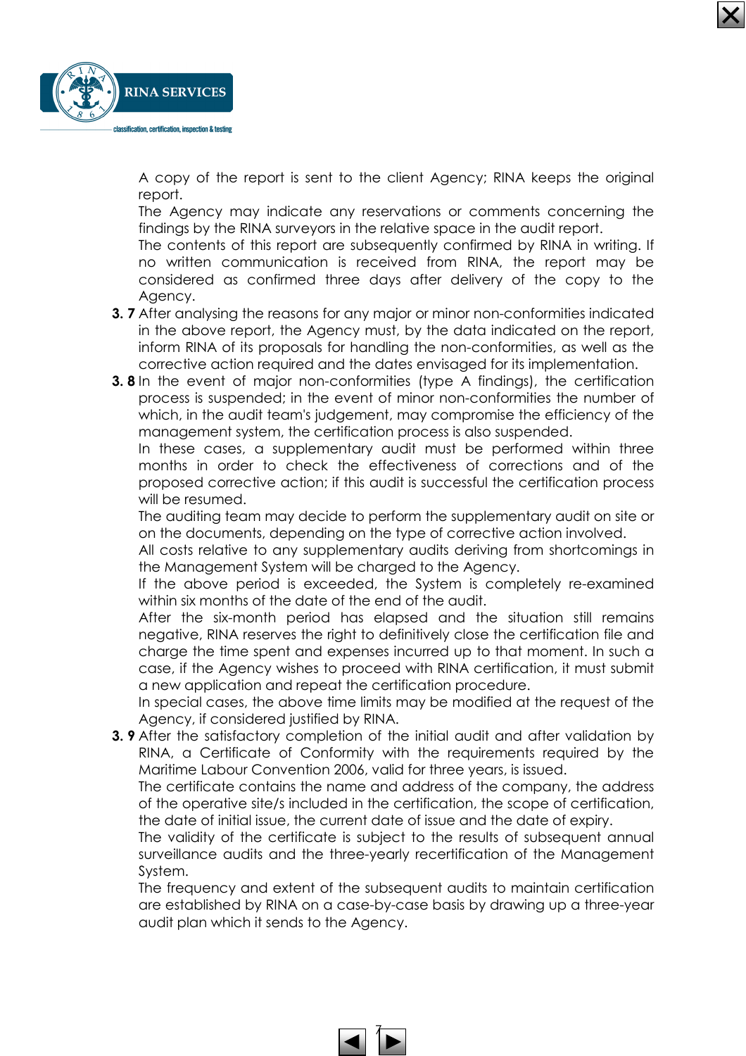A copy of the report is sent to the client Agency; RINA keeps the original report.
The Agency may indicate any reservations or comments concerning the findings by the RINA surveyors in the relative space in the audit report.
The contents of this report are subsequently confirmed by RINA in writing. If no written communication is received from RINA, the report may be considered as confirmed three days after delivery of the copy to the Agency.

**3. 7** After analysing the reasons for any major or minor non-conformities indicated in the above report, the Agency must, by the data indicated on the report, inform RINA of its proposals for handling the non-conformities, as well as the corrective action required and the dates envisaged for its implementation.

**3. 8** In the event of major non-conformities (type A findings), the certification process is suspended; in the event of minor non-conformities the number of which, in the audit team's judgement, may compromise the efficiency of the management system, the certification process is also suspended.
In these cases, a supplementary audit must be performed within three months in order to check the effectiveness of corrections and of the proposed corrective action; if this audit is successful the certification process will be resumed.
The auditing team may decide to perform the supplementary audit on site or on the documents, depending on the type of corrective action involved.
All costs relative to any supplementary audits deriving from shortcomings in the Management System will be charged to the Agency.
If the above period is exceeded, the System is completely re-examined within six months of the date of the end of the audit.
After the six-month period has elapsed and the situation still remains negative, RINA reserves the right to definitively close the certification file and charge the time spent and expenses incurred up to that moment. In such a case, if the Agency wishes to proceed with RINA certification, it must submit a new application and repeat the certification procedure.
In special cases, the above time limits may be modified at the request of the Agency, if considered justified by RINA.

**3. 9** After the satisfactory completion of the initial audit and after validation by RINA, a Certificate of Conformity with the requirements required by the Maritime Labour Convention 2006, valid for three years, is issued.
The certificate contains the name and address of the company, the address of the operative site/s included in the certification, the scope of certification, the date of initial issue, the current date of issue and the date of expiry.
The validity of the certificate is subject to the results of subsequent annual surveillance audits and the three-yearly recertification of the Management System.
The frequency and extent of the subsequent audits to maintain certification are established by RINA on a case-by-case basis by drawing up a three-year audit plan which it sends to the Agency.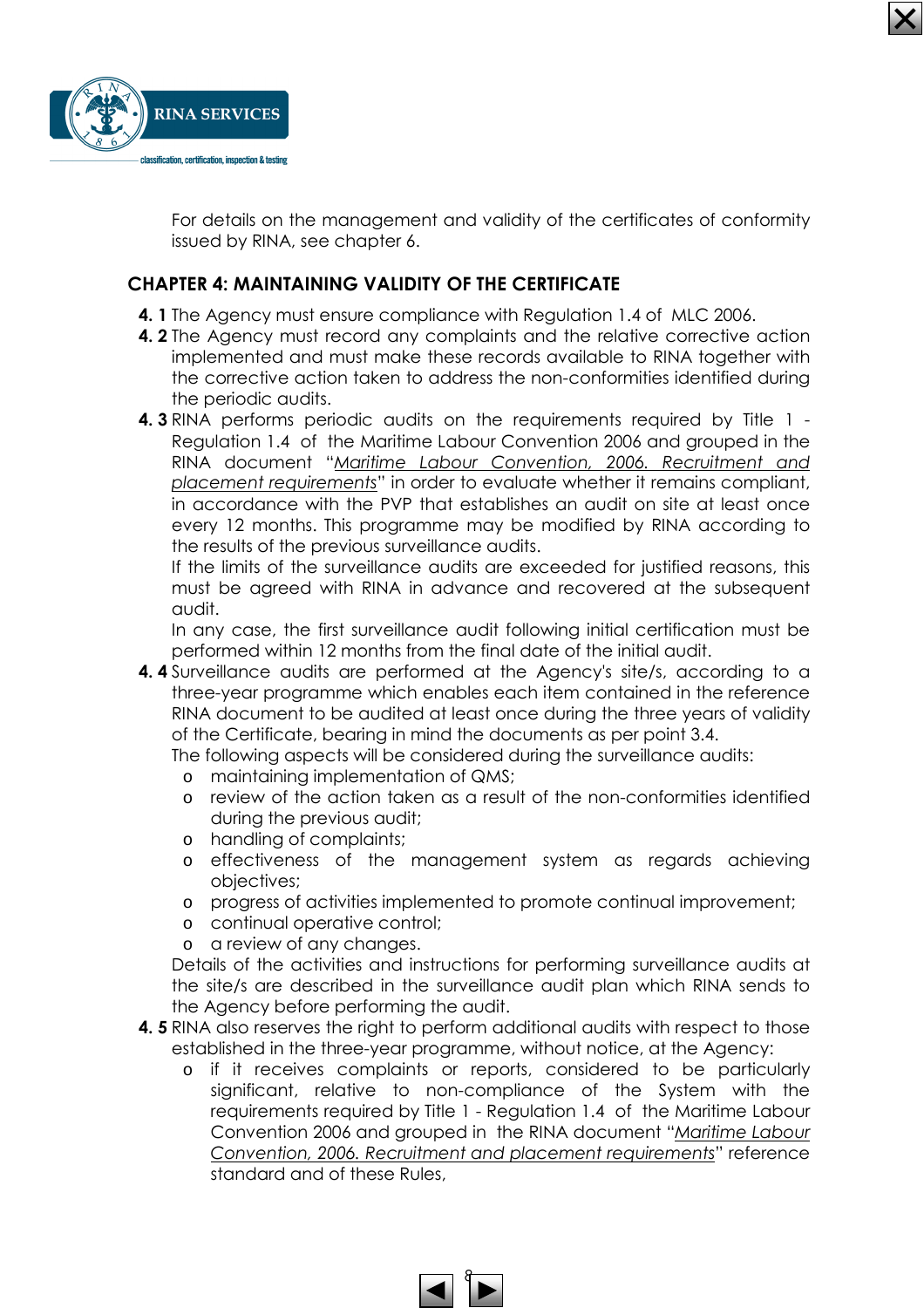For details on the management and validity of the certificates of conformity issued by RINA, see chapter 6.

## CHAPTER 4: MAINTAINING VALIDITY OF THE CERTIFICATE

**4. 1** The Agency must ensure compliance with Regulation 1.4 of MLC 2006.

**4. 2** The Agency must record any complaints and the relative corrective action implemented and must make these records available to RINA together with the corrective action taken to address the non-conformities identified during the periodic audits.

**4. 3** RINA performs periodic audits on the requirements required by Title 1 - Regulation 1.4 of the Maritime Labour Convention 2006 and grouped in the RINA document "*Maritime Labour Convention, 2006. Recruitment and placement requirements*" in order to evaluate whether it remains compliant, in accordance with the PVP that establishes an audit on site at least once every 12 months. This programme may be modified by RINA according to the results of the previous surveillance audits.

If the limits of the surveillance audits are exceeded for justified reasons, this must be agreed with RINA in advance and recovered at the subsequent audit.

In any case, the first surveillance audit following initial certification must be performed within 12 months from the final date of the initial audit.

**4. 4** Surveillance audits are performed at the Agency's site/s, according to a three-year programme which enables each item contained in the reference RINA document to be audited at least once during the three years of validity of the Certificate, bearing in mind the documents as per point 3.4.

The following aspects will be considered during the surveillance audits:

- maintaining implementation of QMS;
- review of the action taken as a result of the non-conformities identified during the previous audit;
- handling of complaints;
- effectiveness of the management system as regards achieving objectives;
- progress of activities implemented to promote continual improvement;
- continual operative control;
- a review of any changes.

Details of the activities and instructions for performing surveillance audits at the site/s are described in the surveillance audit plan which RINA sends to the Agency before performing the audit.

**4. 5** RINA also reserves the right to perform additional audits with respect to those established in the three-year programme, without notice, at the Agency:

- if it receives complaints or reports, considered to be particularly significant, relative to non-compliance of the System with the requirements required by Title 1 - Regulation 1.4 of the Maritime Labour Convention 2006 and grouped in the RINA document "*Maritime Labour Convention, 2006. Recruitment and placement requirements*" reference standard and of these Rules,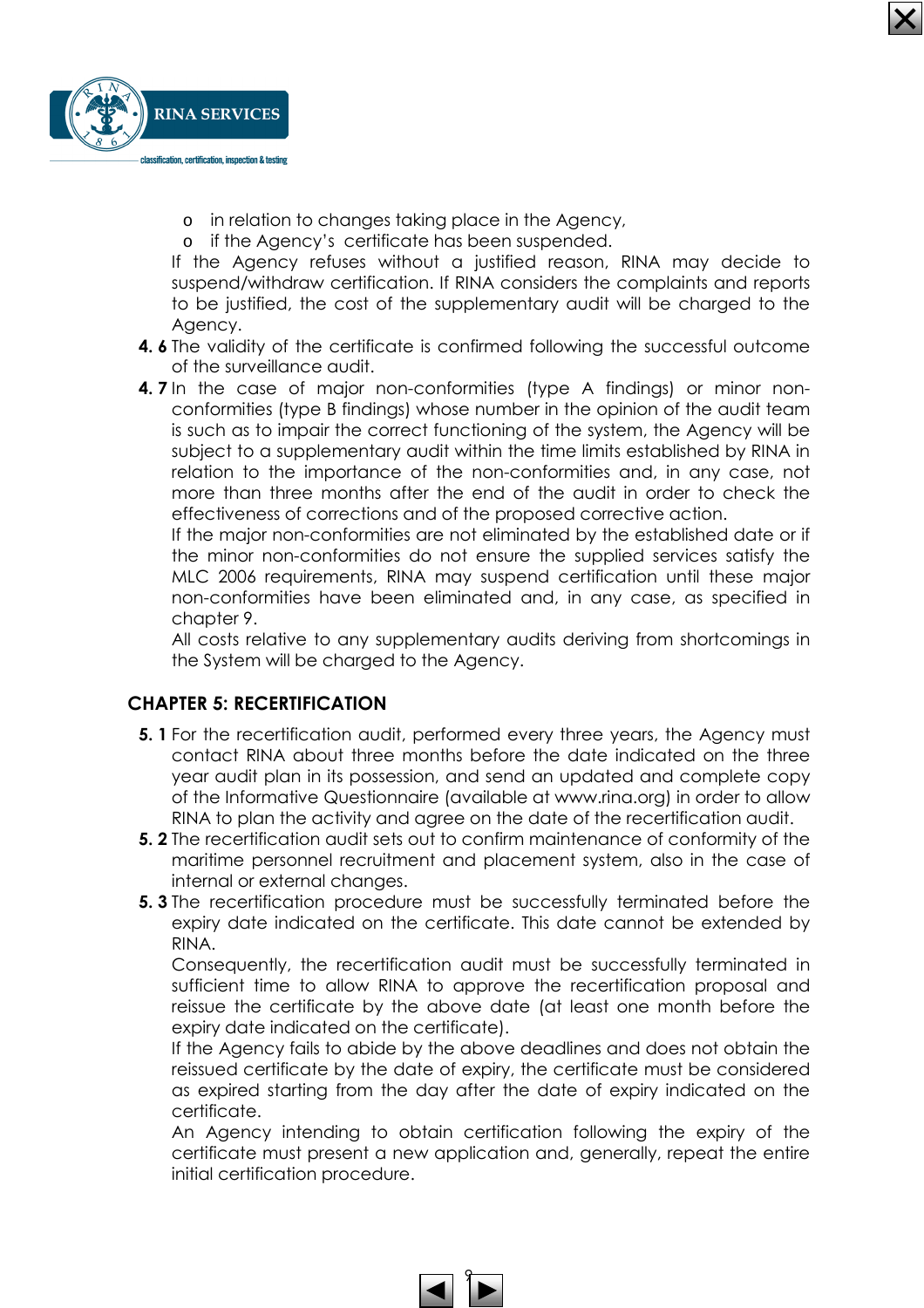- in relation to changes taking place in the Agency,
- if the Agency's certificate has been suspended.

If the Agency refuses without a justified reason, RINA may decide to suspend/withdraw certification. If RINA considers the complaints and reports to be justified, the cost of the supplementary audit will be charged to the Agency.

**4. 6** The validity of the certificate is confirmed following the successful outcome of the surveillance audit.

**4. 7** In the case of major non-conformities (type A findings) or minor non-conformities (type B findings) whose number in the opinion of the audit team is such as to impair the correct functioning of the system, the Agency will be subject to a supplementary audit within the time limits established by RINA in relation to the importance of the non-conformities and, in any case, not more than three months after the end of the audit in order to check the effectiveness of corrections and of the proposed corrective action.

If the major non-conformities are not eliminated by the established date or if the minor non-conformities do not ensure the supplied services satisfy the MLC 2006 requirements, RINA may suspend certification until these major non-conformities have been eliminated and, in any case, as specified in chapter 9.

All costs relative to any supplementary audits deriving from shortcomings in the System will be charged to the Agency.

## CHAPTER 5: RECERTIFICATION

**5. 1** For the recertification audit, performed every three years, the Agency must contact RINA about three months before the date indicated on the three year audit plan in its possession, and send an updated and complete copy of the Informative Questionnaire (available at www.rina.org) in order to allow RINA to plan the activity and agree on the date of the recertification audit.

**5. 2** The recertification audit sets out to confirm maintenance of conformity of the maritime personnel recruitment and placement system, also in the case of internal or external changes.

**5. 3** The recertification procedure must be successfully terminated before the expiry date indicated on the certificate. This date cannot be extended by RINA.

Consequently, the recertification audit must be successfully terminated in sufficient time to allow RINA to approve the recertification proposal and reissue the certificate by the above date (at least one month before the expiry date indicated on the certificate).

If the Agency fails to abide by the above deadlines and does not obtain the reissued certificate by the date of expiry, the certificate must be considered as expired starting from the day after the date of expiry indicated on the certificate.

An Agency intending to obtain certification following the expiry of the certificate must present a new application and, generally, repeat the entire initial certification procedure.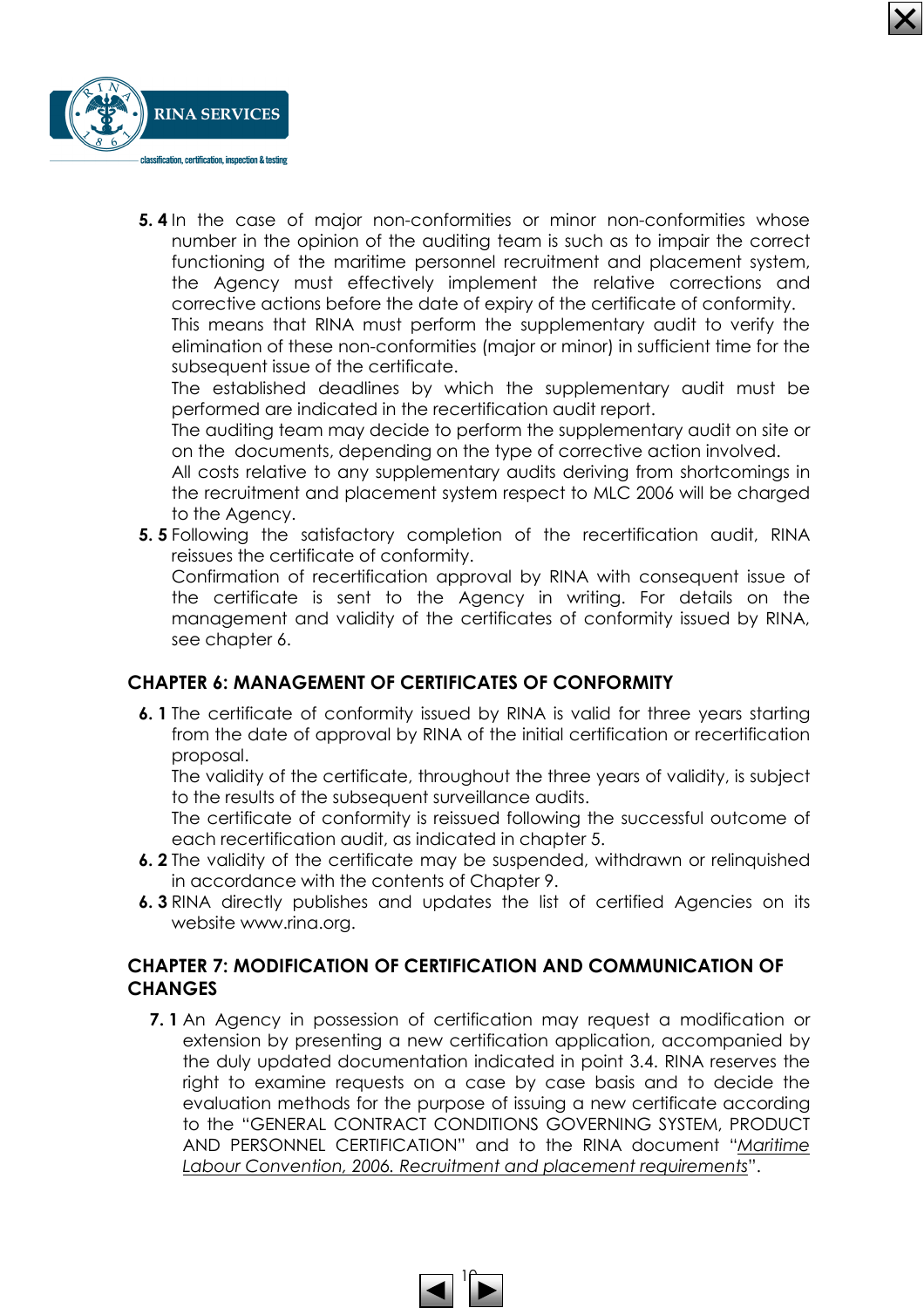**5. 4** In the case of major non-conformities or minor non-conformities whose number in the opinion of the auditing team is such as to impair the correct functioning of the maritime personnel recruitment and placement system, the Agency must effectively implement the relative corrections and corrective actions before the date of expiry of the certificate of conformity.
This means that RINA must perform the supplementary audit to verify the elimination of these non-conformities (major or minor) in sufficient time for the subsequent issue of the certificate.
The established deadlines by which the supplementary audit must be performed are indicated in the recertification audit report.
The auditing team may decide to perform the supplementary audit on site or on the documents, depending on the type of corrective action involved.
All costs relative to any supplementary audits deriving from shortcomings in the recruitment and placement system respect to MLC 2006 will be charged to the Agency.

**5. 5** Following the satisfactory completion of the recertification audit, RINA reissues the certificate of conformity.
Confirmation of recertification approval by RINA with consequent issue of the certificate is sent to the Agency in writing. For details on the management and validity of the certificates of conformity issued by RINA, see chapter 6.

## CHAPTER 6: MANAGEMENT OF CERTIFICATES OF CONFORMITY

**6. 1** The certificate of conformity issued by RINA is valid for three years starting from the date of approval by RINA of the initial certification or recertification proposal.
The validity of the certificate, throughout the three years of validity, is subject to the results of the subsequent surveillance audits.
The certificate of conformity is reissued following the successful outcome of each recertification audit, as indicated in chapter 5.

**6. 2** The validity of the certificate may be suspended, withdrawn or relinquished in accordance with the contents of Chapter 9.

**6. 3** RINA directly publishes and updates the list of certified Agencies on its website www.rina.org.

## CHAPTER 7: MODIFICATION OF CERTIFICATION AND COMMUNICATION OF CHANGES

**7. 1** An Agency in possession of certification may request a modification or extension by presenting a new certification application, accompanied by the duly updated documentation indicated in point 3.4. RINA reserves the right to examine requests on a case by case basis and to decide the evaluation methods for the purpose of issuing a new certificate according to the "GENERAL CONTRACT CONDITIONS GOVERNING SYSTEM, PRODUCT AND PERSONNEL CERTIFICATION" and to the RINA document "*Maritime Labour Convention, 2006. Recruitment and placement requirements*".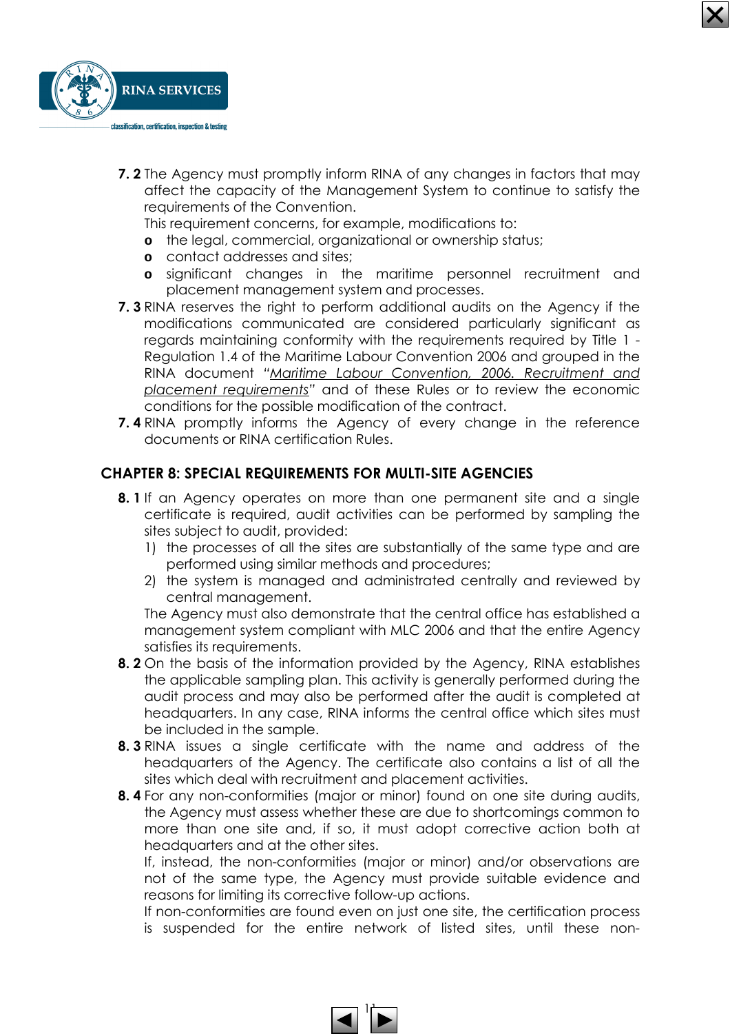**7. 2** The Agency must promptly inform RINA of any changes in factors that may affect the capacity of the Management System to continue to satisfy the requirements of the Convention.
This requirement concerns, for example, modifications to:

- the legal, commercial, organizational or ownership status;
- contact addresses and sites;
- significant changes in the maritime personnel recruitment and placement management system and processes.

**7. 3** RINA reserves the right to perform additional audits on the Agency if the modifications communicated are considered particularly significant as regards maintaining conformity with the requirements required by Title 1 - Regulation 1.4 of the Maritime Labour Convention 2006 and grouped in the RINA document "*Maritime Labour Convention, 2006. Recruitment and placement requirements*" and of these Rules or to review the economic conditions for the possible modification of the contract.

**7. 4** RINA promptly informs the Agency of every change in the reference documents or RINA certification Rules.

## CHAPTER 8: SPECIAL REQUIREMENTS FOR MULTI-SITE AGENCIES

**8. 1** If an Agency operates on more than one permanent site and a single certificate is required, audit activities can be performed by sampling the sites subject to audit, provided:

1) the processes of all the sites are substantially of the same type and are performed using similar methods and procedures;
2) the system is managed and administrated centrally and reviewed by central management.

The Agency must also demonstrate that the central office has established a management system compliant with MLC 2006 and that the entire Agency satisfies its requirements.

**8. 2** On the basis of the information provided by the Agency, RINA establishes the applicable sampling plan. This activity is generally performed during the audit process and may also be performed after the audit is completed at headquarters. In any case, RINA informs the central office which sites must be included in the sample.

**8. 3** RINA issues a single certificate with the name and address of the headquarters of the Agency. The certificate also contains a list of all the sites which deal with recruitment and placement activities.

**8. 4** For any non-conformities (major or minor) found on one site during audits, the Agency must assess whether these are due to shortcomings common to more than one site and, if so, it must adopt corrective action both at headquarters and at the other sites.
If, instead, the non-conformities (major or minor) and/or observations are not of the same type, the Agency must provide suitable evidence and reasons for limiting its corrective follow-up actions.
If non-conformities are found even on just one site, the certification process is suspended for the entire network of listed sites, until these non-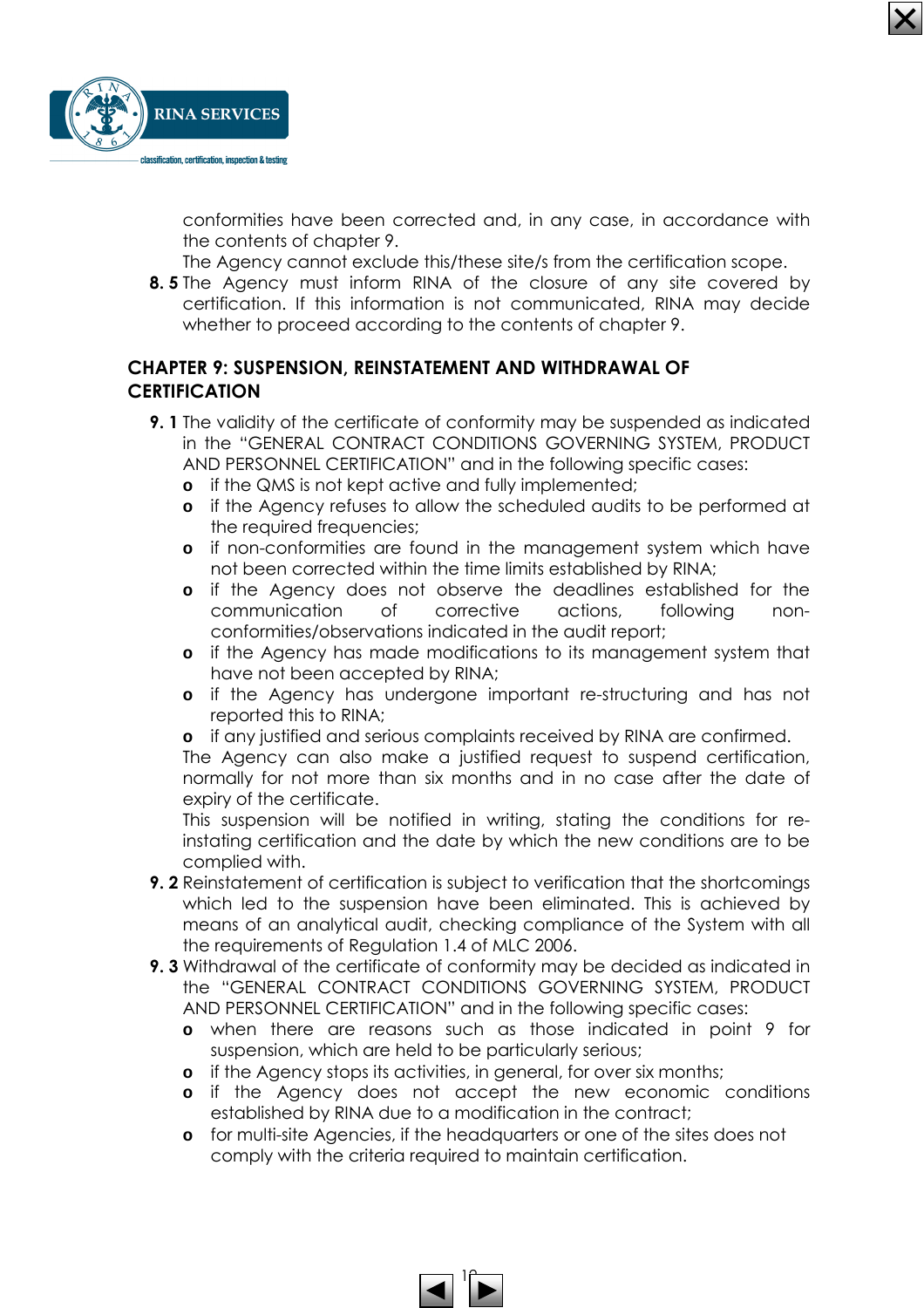conformities have been corrected and, in any case, in accordance with the contents of chapter 9.

The Agency cannot exclude this/these site/s from the certification scope.

**8. 5** The Agency must inform RINA of the closure of any site covered by certification. If this information is not communicated, RINA may decide whether to proceed according to the contents of chapter 9.

## CHAPTER 9: SUSPENSION, REINSTATEMENT AND WITHDRAWAL OF CERTIFICATION

**9. 1** The validity of the certificate of conformity may be suspended as indicated in the "GENERAL CONTRACT CONDITIONS GOVERNING SYSTEM, PRODUCT AND PERSONNEL CERTIFICATION" and in the following specific cases:

- if the QMS is not kept active and fully implemented;
- if the Agency refuses to allow the scheduled audits to be performed at the required frequencies;
- if non-conformities are found in the management system which have not been corrected within the time limits established by RINA;
- if the Agency does not observe the deadlines established for the communication of corrective actions, following non-conformities/observations indicated in the audit report;
- if the Agency has made modifications to its management system that have not been accepted by RINA;
- if the Agency has undergone important re-structuring and has not reported this to RINA;
- if any justified and serious complaints received by RINA are confirmed.

The Agency can also make a justified request to suspend certification, normally for not more than six months and in no case after the date of expiry of the certificate.

This suspension will be notified in writing, stating the conditions for re-instating certification and the date by which the new conditions are to be complied with.

**9. 2** Reinstatement of certification is subject to verification that the shortcomings which led to the suspension have been eliminated. This is achieved by means of an analytical audit, checking compliance of the System with all the requirements of Regulation 1.4 of MLC 2006.

**9. 3** Withdrawal of the certificate of conformity may be decided as indicated in the "GENERAL CONTRACT CONDITIONS GOVERNING SYSTEM, PRODUCT AND PERSONNEL CERTIFICATION" and in the following specific cases:

- when there are reasons such as those indicated in point 9 for suspension, which are held to be particularly serious;
- if the Agency stops its activities, in general, for over six months;
- if the Agency does not accept the new economic conditions established by RINA due to a modification in the contract;
- for multi-site Agencies, if the headquarters or one of the sites does not comply with the criteria required to maintain certification.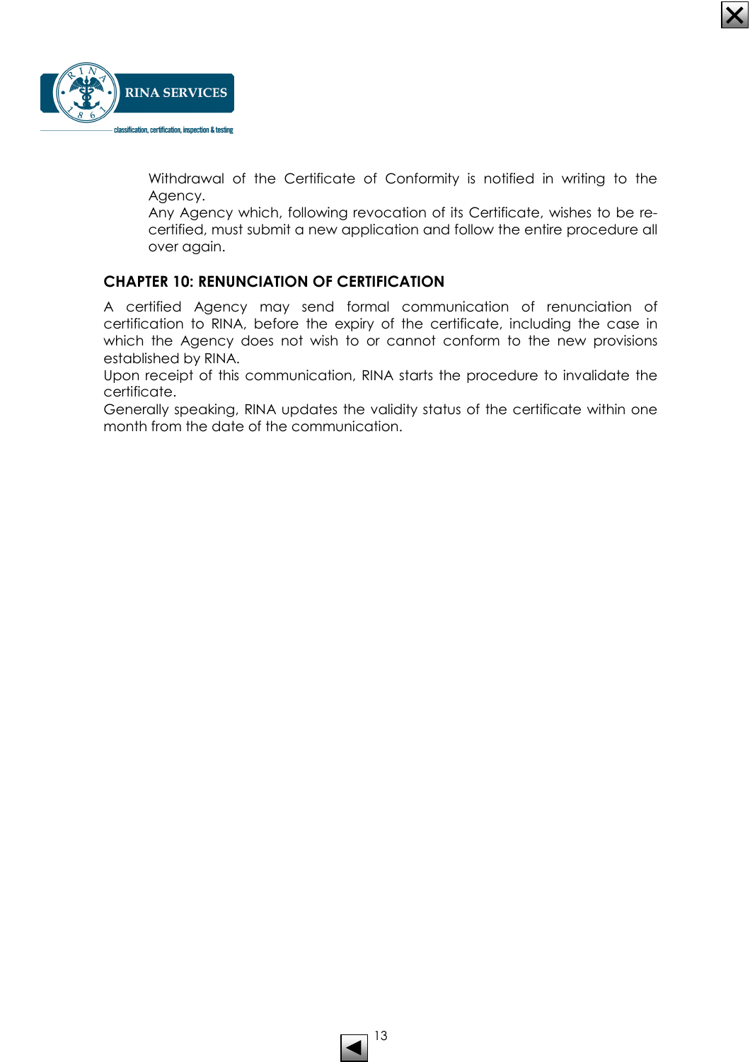Withdrawal of the Certificate of Conformity is notified in writing to the Agency.
Any Agency which, following revocation of its Certificate, wishes to be re-certified, must submit a new application and follow the entire procedure all over again.

## CHAPTER 10: RENUNCIATION OF CERTIFICATION

A certified Agency may send formal communication of renunciation of certification to RINA, before the expiry of the certificate, including the case in which the Agency does not wish to or cannot conform to the new provisions established by RINA.
Upon receipt of this communication, RINA starts the procedure to invalidate the certificate.
Generally speaking, RINA updates the validity status of the certificate within one month from the date of the communication.